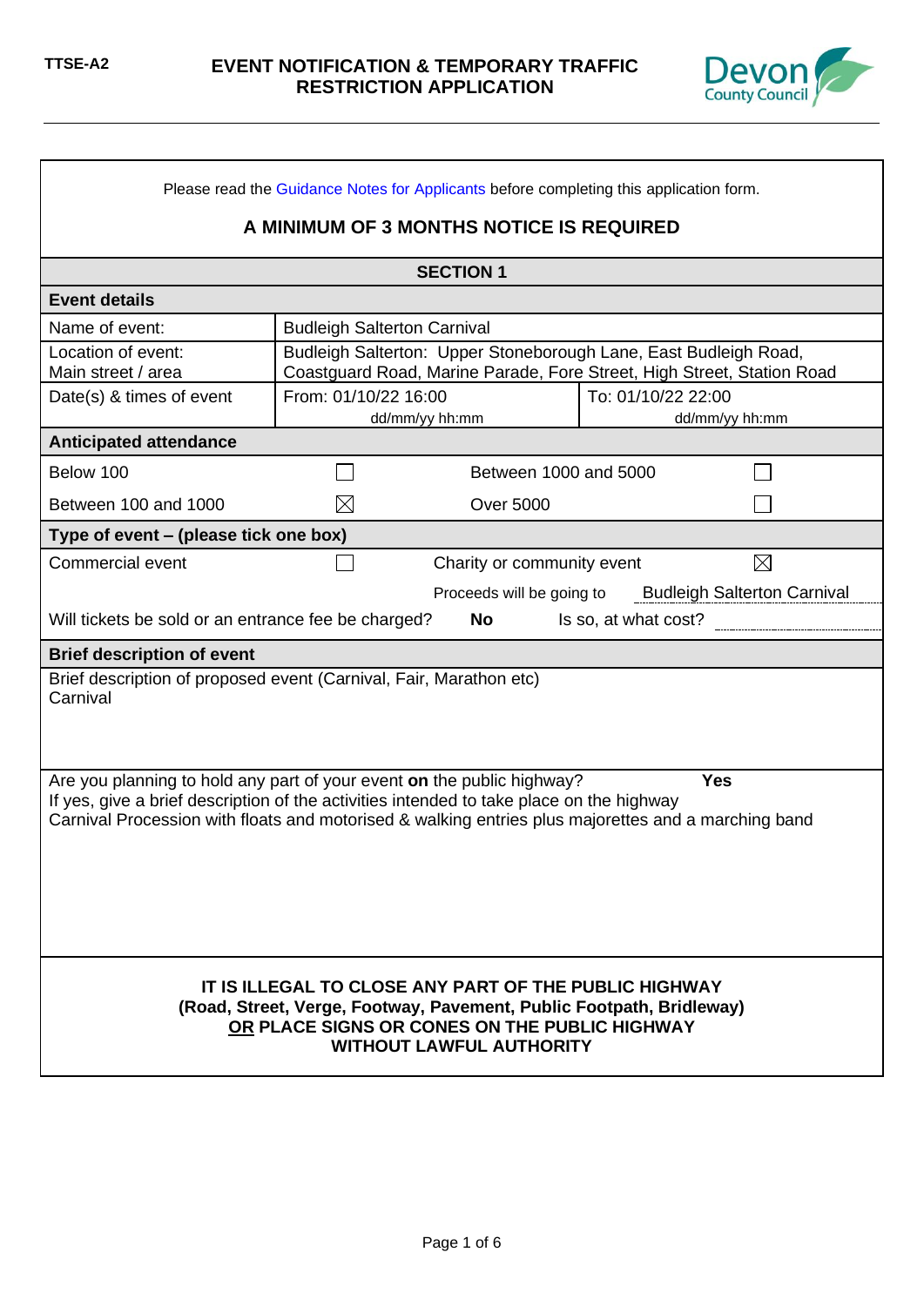TTSE-A2

# EVENT NOTIFICATION & TEMPORARY TRAFFIC RESTRICTION APPLICATION

Devon County Council

Please read the Guidance Notes for Applicants before completing this application form.

**A MINIMUM OF 3 MONTHS NOTICE IS REQUIRED**

## SECTION 1

### Event details

| | | |
|---|---|---|
| Name of event: | Budleigh Salterton Carnival | |
| Location of event: Main street / area | Budleigh Salterton: Upper Stoneborough Lane, East Budleigh Road, Coastguard Road, Marine Parade, Fore Street, High Street, Station Road | |
| Date(s) & times of event | From: 01/10/22 16:00 (dd/mm/yy hh:mm) | To: 01/10/22 22:00 (dd/mm/yy hh:mm) |

### Anticipated attendance

| | | | |
|---|---|---|---|
| Below 100 | ☐ | Between 1000 and 5000 | ☐ |
| Between 100 and 1000 | ☒ | Over 5000 | ☐ |

### Type of event – (please tick one box)

| | | | |
|---|---|---|---|
| Commercial event | ☐ | Charity or community event | ☒ |
| | | Proceeds will be going to | Budleigh Salterton Carnival |

Will tickets be sold or an entrance fee be charged? **No** Is so, at what cost?

### Brief description of event

Brief description of proposed event (Carnival, Fair, Marathon etc)
Carnival

Are you planning to hold any part of your event **on** the public highway? **Yes**
If yes, give a brief description of the activities intended to take place on the highway
Carnival Procession with floats and motorised & walking entries plus majorettes and a marching band

**IT IS ILLEGAL TO CLOSE ANY PART OF THE PUBLIC HIGHWAY (Road, Street, Verge, Footway, Pavement, Public Footpath, Bridleway) OR PLACE SIGNS OR CONES ON THE PUBLIC HIGHWAY WITHOUT LAWFUL AUTHORITY**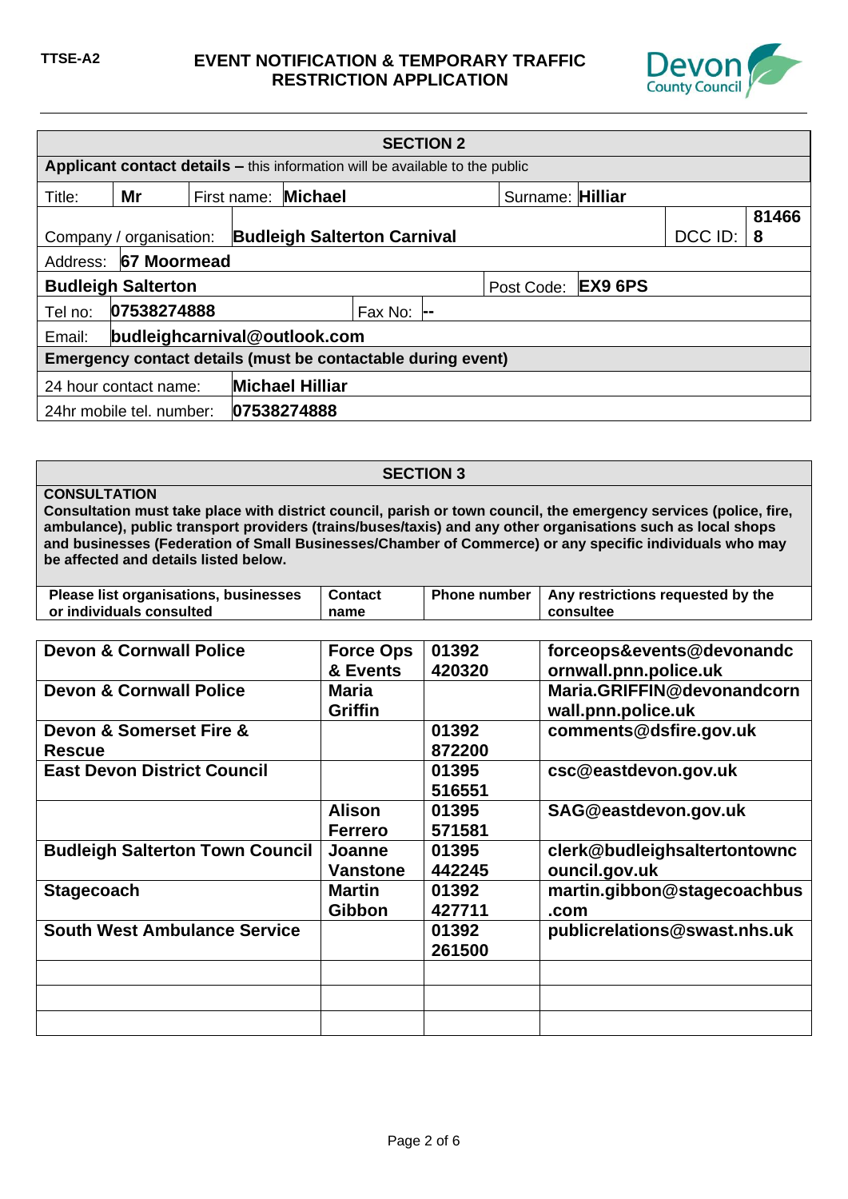TTSE-A2

# EVENT NOTIFICATION & TEMPORARY TRAFFIC RESTRICTION APPLICATION

## SECTION 2

**Applicant contact details –** this information will be available to the public

| | | | | | |
|---|---|---|---|---|---|
| Title: | **Mr** | First name: | **Michael** | Surname: | **Hilliar** |
| Company / organisation: | **Budleigh Salterton Carnival** | | | DCC ID: | **814668** |
| Address: | **67 Moormead** | | | | |
| **Budleigh Salterton** | | | | Post Code: | **EX9 6PS** |
| Tel no: | **07538274888** | Fax No: | **--** | | |
| Email: | **budleighcarnival@outlook.com** | | | | |

**Emergency contact details (must be contactable during event)**

| | |
|---|---|
| 24 hour contact name: | **Michael Hilliar** |
| 24hr mobile tel. number: | **07538274888** |

## SECTION 3

**CONSULTATION**

**Consultation must take place with district council, parish or town council, the emergency services (police, fire, ambulance), public transport providers (trains/buses/taxis) and any other organisations such as local shops and businesses (Federation of Small Businesses/Chamber of Commerce) or any specific individuals who may be affected and details listed below.**

| Please list organisations, businesses or individuals consulted | Contact name | Phone number | Any restrictions requested by the consultee |
|---|---|---|---|
| **Devon & Cornwall Police** | **Force Ops & Events** | **01392 420320** | **forceops&events@devonandcornwall.pnn.police.uk** |
| **Devon & Cornwall Police** | **Maria Griffin** | | **Maria.GRIFFIN@devonandcornwall.pnn.police.uk** |
| **Devon & Somerset Fire & Rescue** | | **01392 872200** | **comments@dsfire.gov.uk** |
| **East Devon District Council** | | **01395 516551** | **csc@eastdevon.gov.uk** |
| | **Alison Ferrero** | **01395 571581** | **SAG@eastdevon.gov.uk** |
| **Budleigh Salterton Town Council** | **Joanne Vanstone** | **01395 442245** | **clerk@budleighsaltertontowncouncil.gov.uk** |
| **Stagecoach** | **Martin Gibbon** | **01392 427711** | **martin.gibbon@stagecoachbus.com** |
| **South West Ambulance Service** | | **01392 261500** | **publicrelations@swast.nhs.uk** |
| | | | |
| | | | |
| | | | |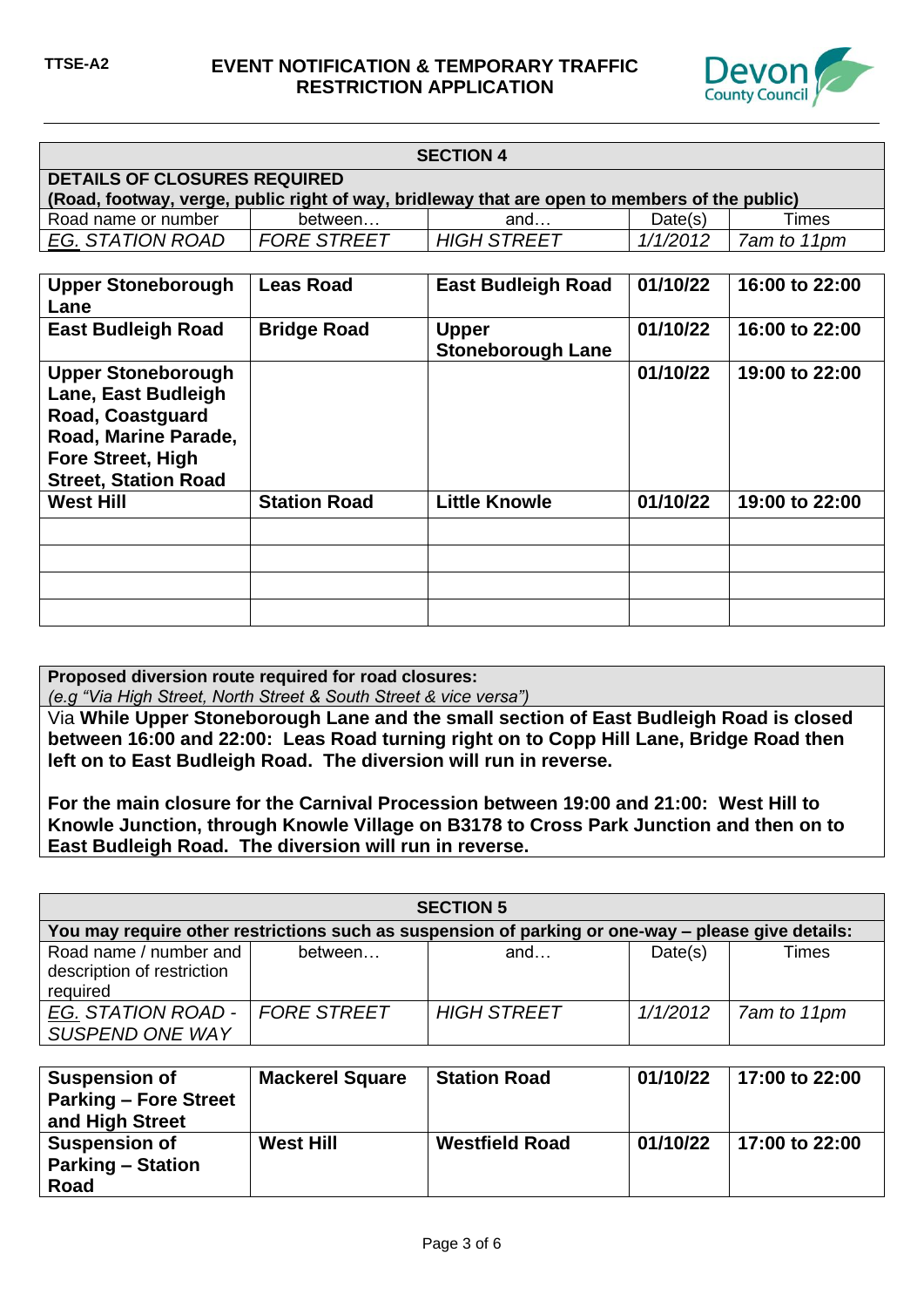TTSE-A2

# EVENT NOTIFICATION & TEMPORARY TRAFFIC RESTRICTION APPLICATION

## SECTION 4

**DETAILS OF CLOSURES REQUIRED**
**(Road, footway, verge, public right of way, bridleway that are open to members of the public)**

| Road name or number | between… | and… | Date(s) | Times |
|---|---|---|---|---|
| *EG. STATION ROAD* | *FORE STREET* | *HIGH STREET* | *1/1/2012* | *7am to 11pm* |
| **Upper Stoneborough Lane** | **Leas Road** | **East Budleigh Road** | **01/10/22** | **16:00 to 22:00** |
| **East Budleigh Road** | **Bridge Road** | **Upper Stoneborough Lane** | **01/10/22** | **16:00 to 22:00** |
| **Upper Stoneborough Lane, East Budleigh Road, Coastguard Road, Marine Parade, Fore Street, High Street, Station Road** | | | **01/10/22** | **19:00 to 22:00** |
| **West Hill** | **Station Road** | **Little Knowle** | **01/10/22** | **19:00 to 22:00** |
| | | | | |
| | | | | |
| | | | | |
| | | | | |

**Proposed diversion route required for road closures:**
*(e.g "Via High Street, North Street & South Street & vice versa")*

Via **While Upper Stoneborough Lane and the small section of East Budleigh Road is closed between 16:00 and 22:00: Leas Road turning right on to Copp Hill Lane, Bridge Road then left on to East Budleigh Road. The diversion will run in reverse.**

**For the main closure for the Carnival Procession between 19:00 and 21:00: West Hill to Knowle Junction, through Knowle Village on B3178 to Cross Park Junction and then on to East Budleigh Road. The diversion will run in reverse.**

## SECTION 5

**You may require other restrictions such as suspension of parking or one-way – please give details:**

| Road name / number and description of restriction required | between… | and… | Date(s) | Times |
|---|---|---|---|---|
| *EG. STATION ROAD - SUSPEND ONE WAY* | *FORE STREET* | *HIGH STREET* | *1/1/2012* | *7am to 11pm* |
| **Suspension of Parking – Fore Street and High Street** | **Mackerel Square** | **Station Road** | **01/10/22** | **17:00 to 22:00** |
| **Suspension of Parking – Station Road** | **West Hill** | **Westfield Road** | **01/10/22** | **17:00 to 22:00** |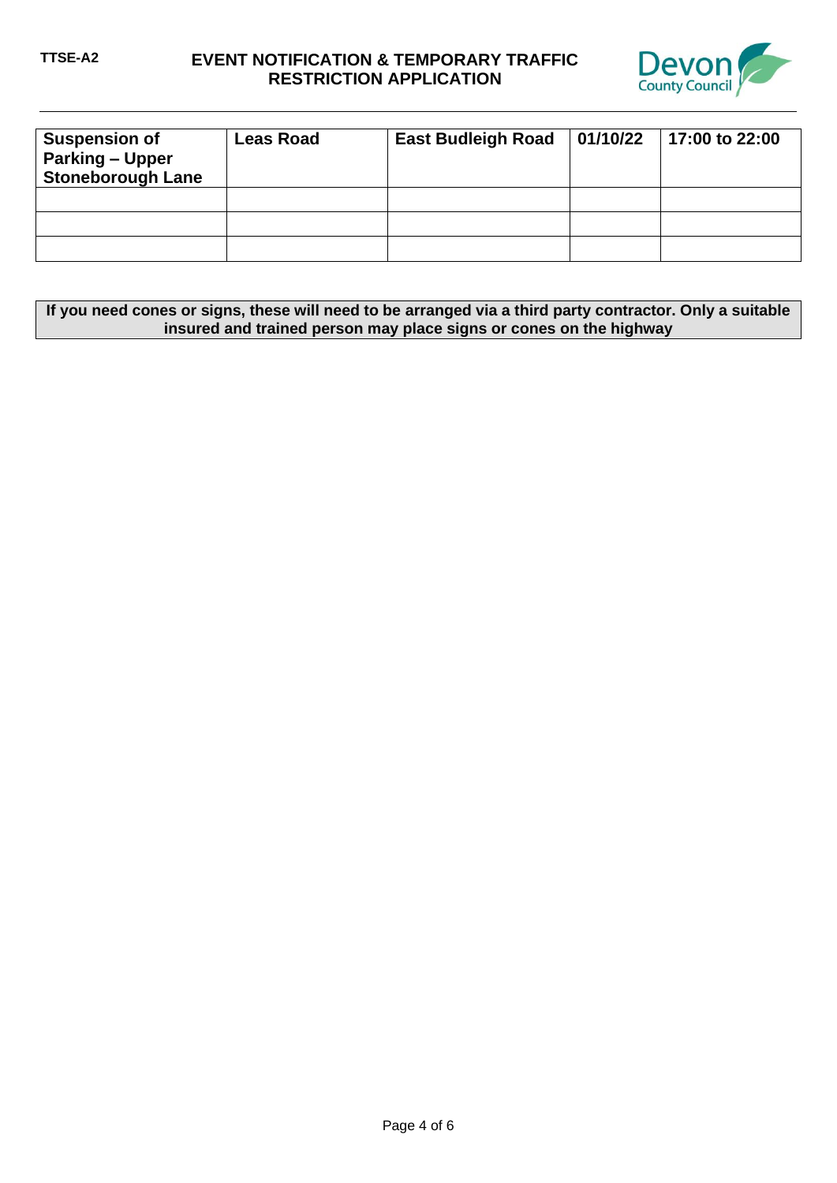| Suspension of Parking – Upper Stoneborough Lane | Leas Road | East Budleigh Road | 01/10/22 | 17:00 to 22:00 |
|---|---|---|---|---|
| | | | | |
| | | | | |
| | | | | |

**If you need cones or signs, these will need to be arranged via a third party contractor. Only a suitable insured and trained person may place signs or cones on the highway**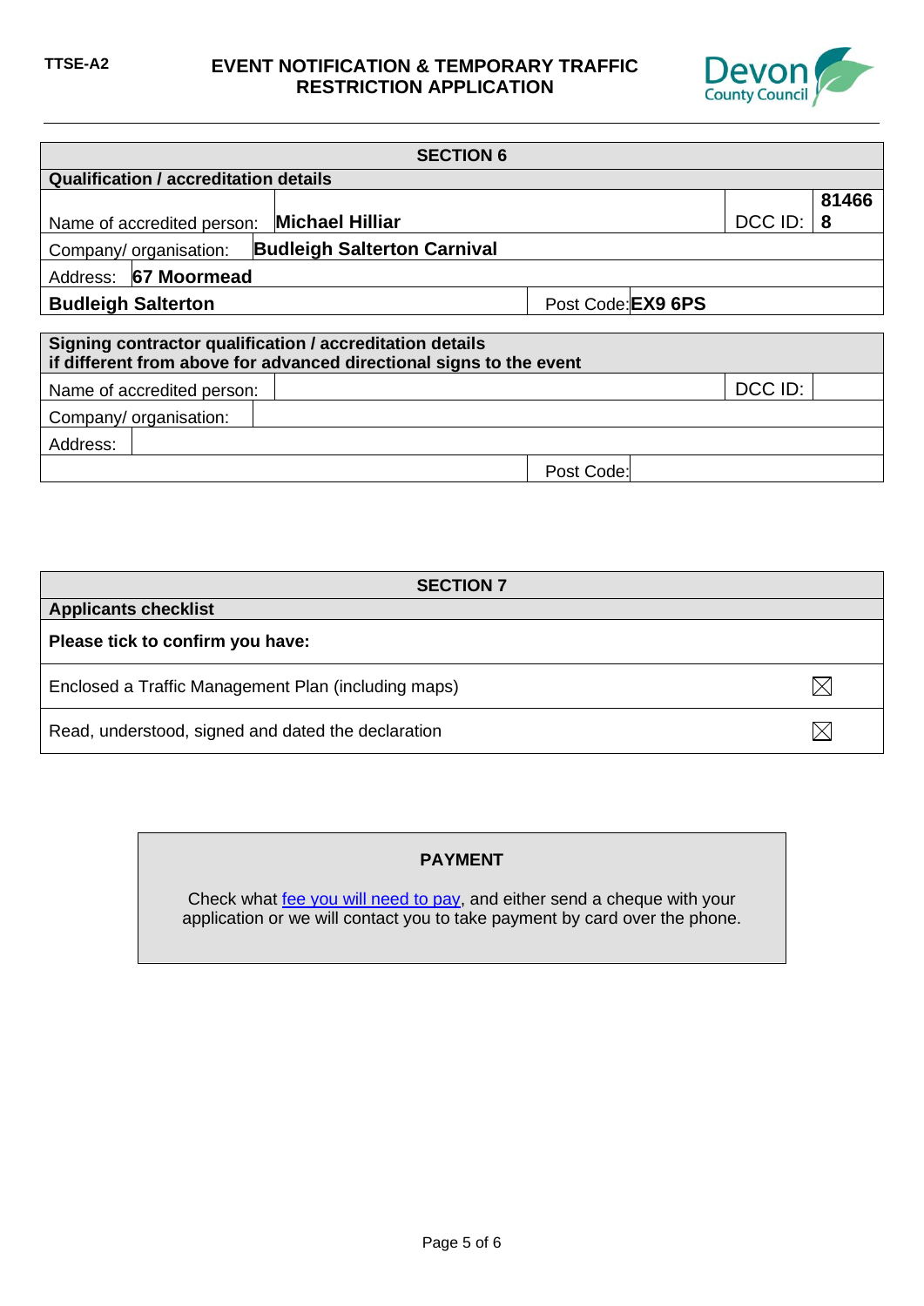TTSE-A2

# EVENT NOTIFICATION & TEMPORARY TRAFFIC RESTRICTION APPLICATION

## SECTION 6

**Qualification / accreditation details**

| | | | |
|---|---|---|---|
| Name of accredited person: | **Michael Hilliar** | DCC ID: | **814668** |
| Company/ organisation: | **Budleigh Salterton Carnival** | | |
| Address: | **67 Moormead** | | |
| **Budleigh Salterton** | | Post Code: | **EX9 6PS** |

**Signing contractor qualification / accreditation details if different from above for advanced directional signs to the event**

| | | | |
|---|---|---|---|
| Name of accredited person: | | DCC ID: | |
| Company/ organisation: | | | |
| Address: | | | |
| | | Post Code: | |

## SECTION 7

**Applicants checklist**

**Please tick to confirm you have:**

| | |
|---|---|
| Enclosed a Traffic Management Plan (including maps) | ☒ |
| Read, understood, signed and dated the declaration | ☒ |

**PAYMENT**

Check what fee you will need to pay, and either send a cheque with your application or we will contact you to take payment by card over the phone.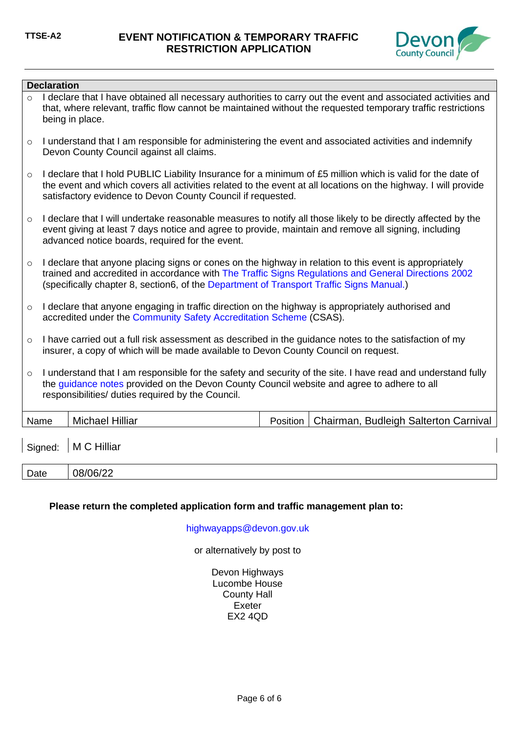TTSE-A2

# EVENT NOTIFICATION & TEMPORARY TRAFFIC RESTRICTION APPLICATION

Devon County Council

## Declaration

- I declare that I have obtained all necessary authorities to carry out the event and associated activities and that, where relevant, traffic flow cannot be maintained without the requested temporary traffic restrictions being in place.
- I understand that I am responsible for administering the event and associated activities and indemnify Devon County Council against all claims.
- I declare that I hold PUBLIC Liability Insurance for a minimum of £5 million which is valid for the date of the event and which covers all activities related to the event at all locations on the highway. I will provide satisfactory evidence to Devon County Council if requested.
- I declare that I will undertake reasonable measures to notify all those likely to be directly affected by the event giving at least 7 days notice and agree to provide, maintain and remove all signing, including advanced notice boards, required for the event.
- I declare that anyone placing signs or cones on the highway in relation to this event is appropriately trained and accredited in accordance with The Traffic Signs Regulations and General Directions 2002 (specifically chapter 8, section6, of the Department of Transport Traffic Signs Manual.)
- I declare that anyone engaging in traffic direction on the highway is appropriately authorised and accredited under the Community Safety Accreditation Scheme (CSAS).
- I have carried out a full risk assessment as described in the guidance notes to the satisfaction of my insurer, a copy of which will be made available to Devon County Council on request.
- I understand that I am responsible for the safety and security of the site. I have read and understand fully the guidance notes provided on the Devon County Council website and agree to adhere to all responsibilities/ duties required by the Council.

| | | | |
|---|---|---|---|
| Name | Michael Hilliar | Position | Chairman, Budleigh Salterton Carnival |
| Signed: | M C Hilliar | | |
| Date | 08/06/22 | | |

**Please return the completed application form and traffic management plan to:**

highwayapps@devon.gov.uk

or alternatively by post to

Devon Highways
Lucombe House
County Hall
Exeter
EX2 4QD